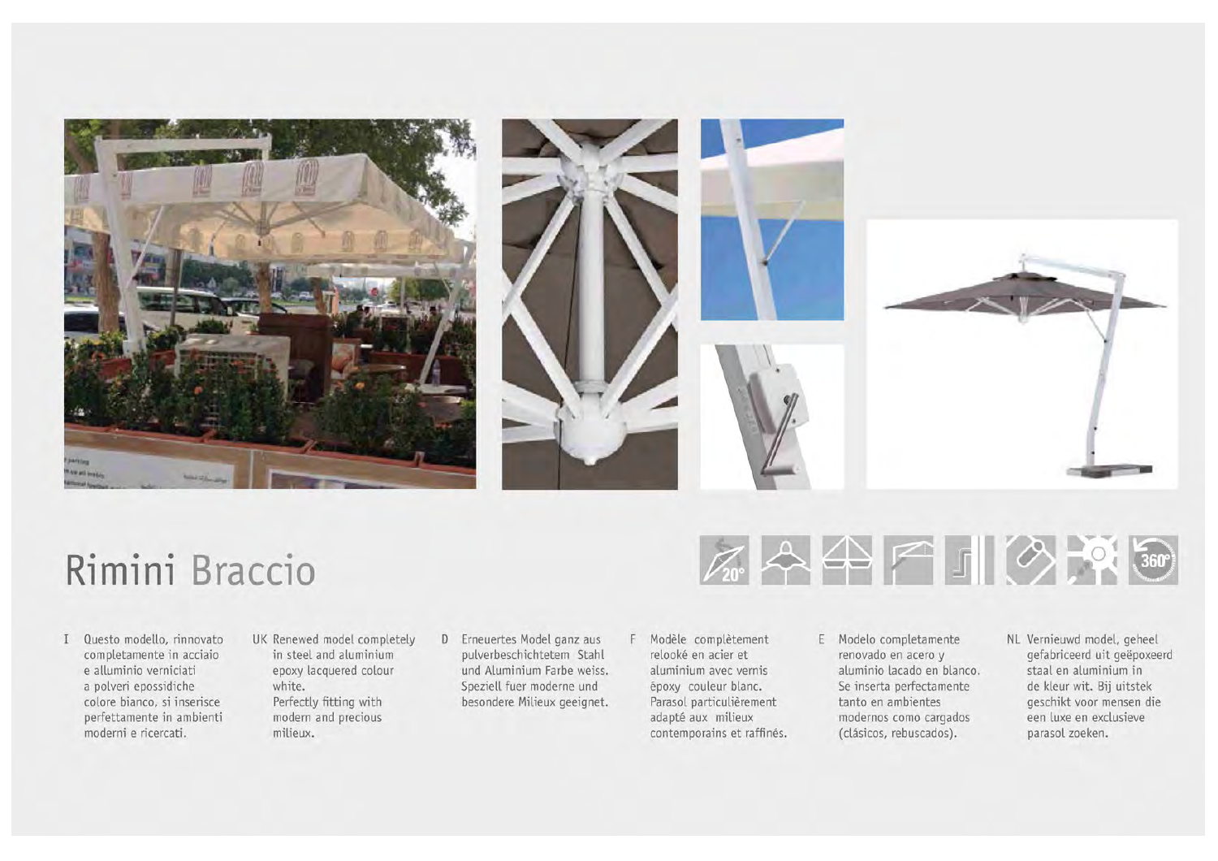# Rimini Braccio

I Questo modello, rinnovato completamente in acciaio e alluminio verniciati a polveri epossidiche colore bianco, si inserisce perfettamente in ambienti moderni e ricercati.

UK Renewed model completely in steel and aluminium epoxy lacquered colour white. Perfectly fitting with modern and precious milieux.

D Erneuertes Model ganz aus pulverbeschichtetem Stahl und Aluminium Farbe weiss. Speziell fuer moderne und besondere Milieux geeignet.

F Modèle complètement relooké en acier et aluminium avec vernis époxy couleur blanc. Parasol particulièrement adapté aux milieux contemporains et raffinés.

E Modelo completamente renovado en acero y aluminio lacado en blanco. Se inserta perfectamente tanto en ambientes modernos como cargados (clásicos, rebuscados).

NL Vernieuwd model, geheel gefabriceerd uit geëpoxeerd staal en aluminium in de kleur wit. Bij uitstek geschikt voor mensen die een luxe en exclusieve parasol zoeken.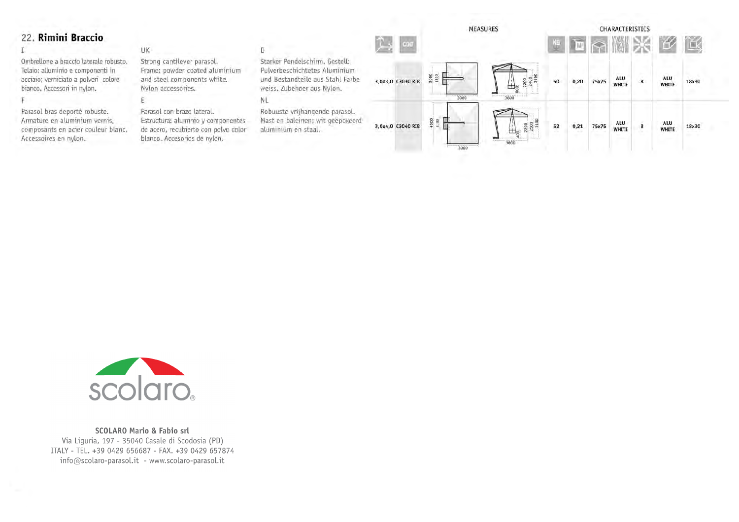## 22. Rimini Braccio

I

Ombrellone a braccio laterale robusto. Telaio: alluminio e componenti in acciaio; verniciato a polveri colore bianco. Accessori in nylon.

UK

Strong cantilever parasol. Frame: powder coated aluminium and steel components white. Nylon accessories.

D

Starker Pendelschirm. Gestell: Pulverbeschichtetes Aluminium und Bestandteile aus Stahl Farbe weiss. Zubehoer aus Nylon.

F

Parasol bras deporté robuste. Armature en aluminium vernis, composants en acier couleur blanc. Accessoires en nylon.

E

Parasol con brazo lateral. Estructura: aluminio y componentes de acero, recubierto con polvo color blanco. Accesorios de nylon.

NL

Robuuste vrijhangende parasol. Mast en baleinen: wit geëpoxeerd aluminium en staal.

| | COD | MEASURES | | KG | M³ | | | | | |
|---|---|---|---|---|---|---|---|---|---|---|
| 3,0x3,0 | C3030 RIB | 3000 / 1100 / 3000 | 3600 / 800 / 2200 / 2400 / 3100 | 50 | 0,20 | 75x75 | ALU WHITE | 8 | ALU WHITE | 18x30 |
| 3,0x4,0 | C3040 RIB | 4000 / 1100 / 3000 | 3600 / 400 / 2200 / 2500 / 3100 | 52 | 0,21 | 75x75 | ALU WHITE | 8 | ALU WHITE | 18x30 |

scolaro®

**SCOLARO Mario & Fabio srl**
Via Liguria, 197 - 35040 Casale di Scodosia (PD)
ITALY - TEL. +39 0429 656687 - FAX. +39 0429 657874
info@scolaro-parasol.it - www.scolaro-parasol.it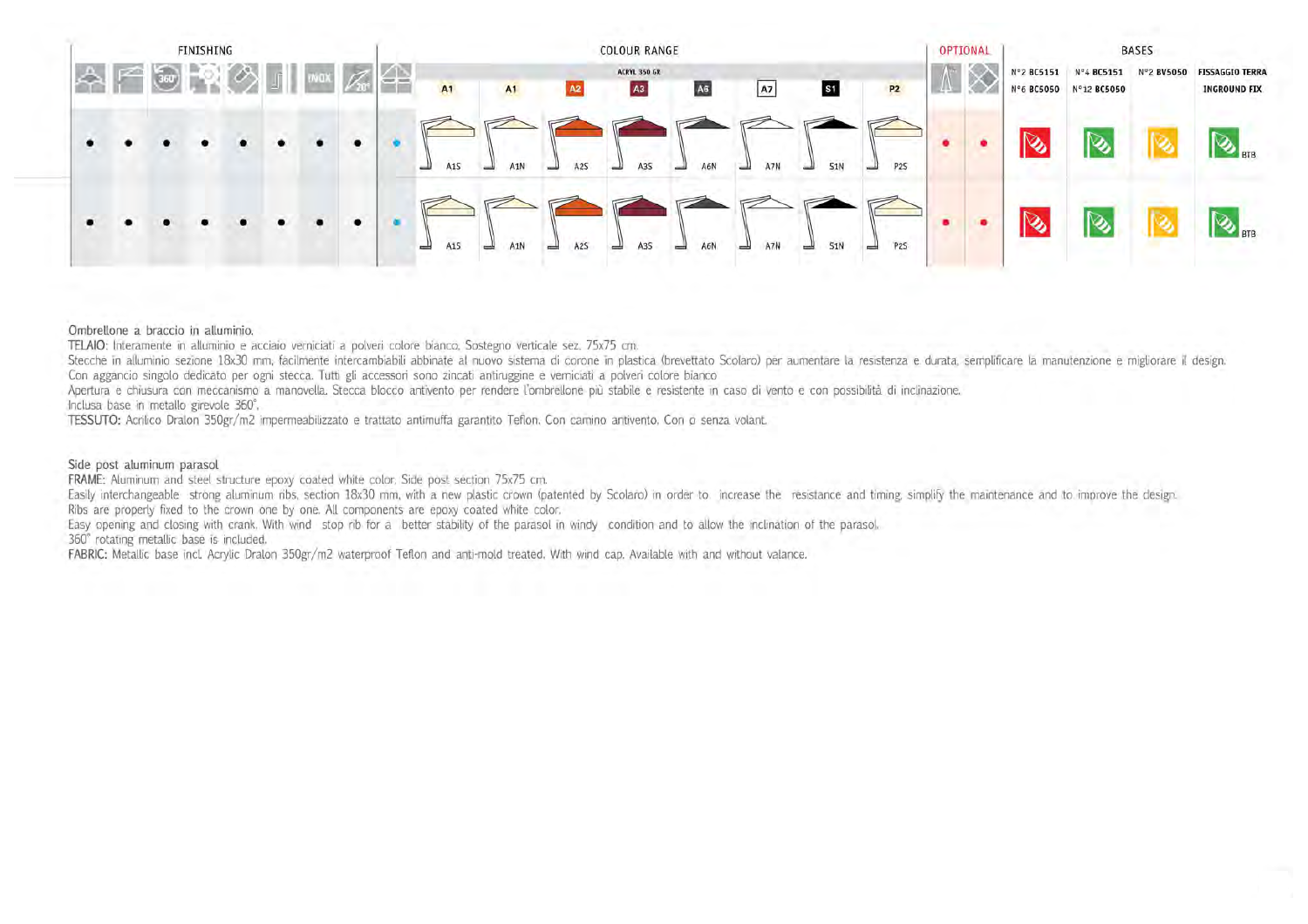| FINISHING | | | | | | | | | COLOUR RANGE (ACRYL 350 GR) | | | | | | | | OPTIONAL | | BASES | | | |
|---|---|---|---|---|---|---|---|---|---|---|---|---|---|---|---|---|---|---|---|---|---|---|
| | | 360° | | | | INOX | 20° | | A1 | A1 | A2 | A3 | A6 | A7 | S1 | P2 | | | N°2 BC5151 / N°6 BC5050 | N°4 BC5151 / N°12 BC5050 | N°2 BV5050 | FISSAGGIO TERRA / INGROUND FIX |
| • | • | • | • | • | • | • | • | • | A1S | A1N | A2S | A3S | A6N | A7N | S1N | P2S | • | • | | | | BTB |
| • | • | • | • | • | • | • | • | • | A1S | A1N | A2S | A3S | A6N | A7N | S1N | P2S | • | • | | | | BTB |

Ombrellone a braccio in alluminio.

**TELAIO**: Interamente in alluminio e acciaio verniciati a polveri colore bianco. Sostegno verticale sez. 75x75 cm.
Stecche in alluminio sezione 18x30 mm, facilmente intercambiabili abbinate al nuovo sistema di corone in plastica (brevettato Scolaro) per aumentare la resistenza e durata, semplificare la manutenzione e migliorare il design.
Con aggancio singolo dedicato per ogni stecca. Tutti gli accessori sono zincati antiruggine e verniciati a polveri colore bianco
Apertura e chiusura con meccanismo a manovella. Stecca blocco antivento per rendere l'ombrellone più stabile e resistente in caso di vento e con possibilità di inclinazione.
Inclusa base in metallo girevole 360°.

**TESSUTO:** Acrilico Dralon 350gr/m2 impermeabilizzato e trattato antimuffa garantito Teflon. Con camino antivento. Con o senza volant.

Side post aluminum parasol

**FRAME**: Aluminum and steel structure epoxy coated white color. Side post section 75x75 cm.
Easily interchangeable strong aluminum ribs, section 18x30 mm, with a new plastic crown (patented by Scolaro) in order to increase the resistance and timing, simplify the maintenance and to improve the design.
Ribs are properly fixed to the crown one by one. All components are epoxy coated white color.
Easy opening and closing with crank. With wind stop rib for a better stability of the parasol in windy condition and to allow the inclination of the parasol.
360° rotating metallic base is included.

**FABRIC:** Metallic base incl. Acrylic Dralon 350gr/m2 waterproof Teflon and anti-mold treated. With wind cap. Available with and without valance.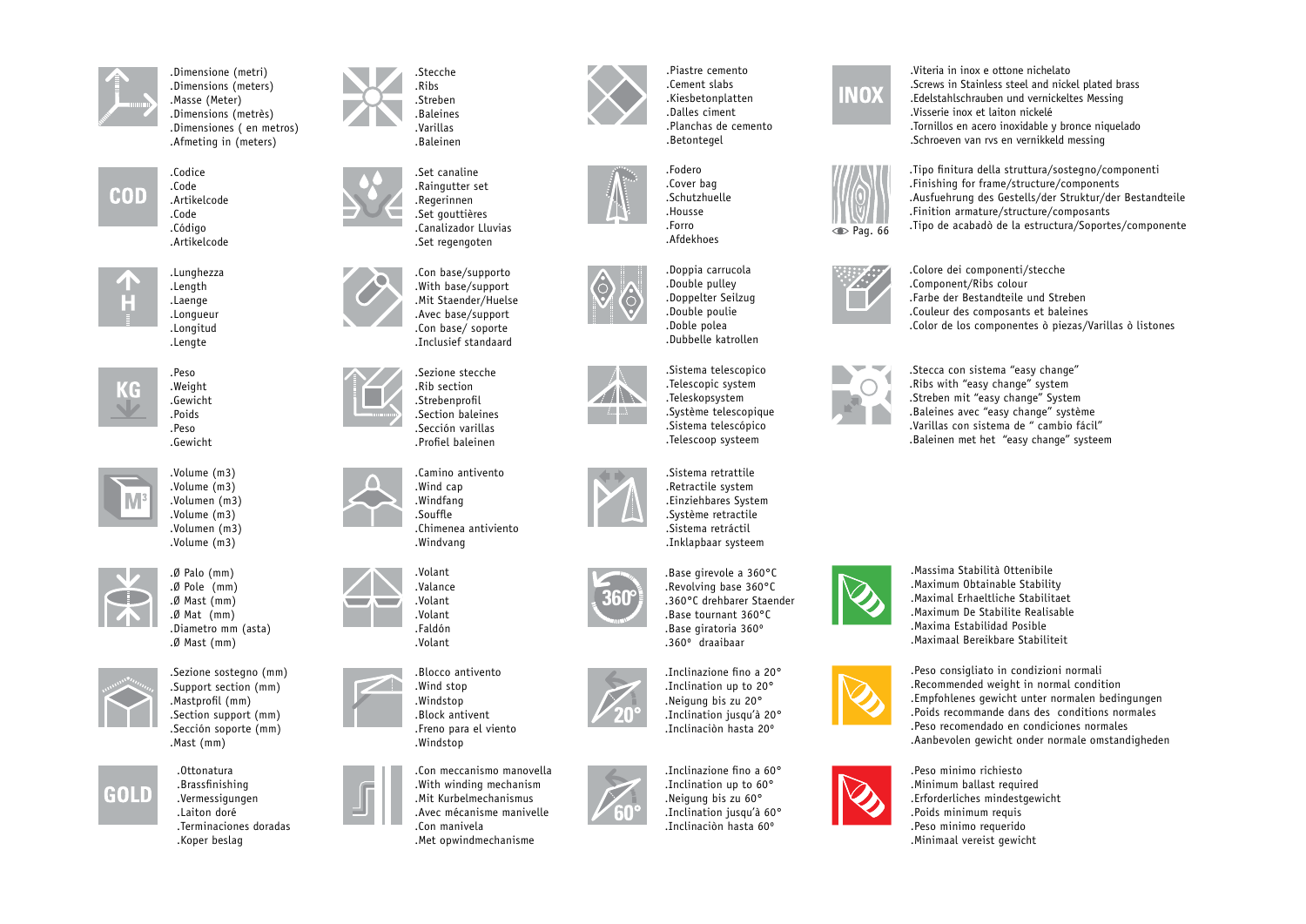.Dimensione (metri)
.Dimensions (meters)
.Masse (Meter)
.Dimensions (metrès)
.Dimensiones ( en metros)
.Afmeting in (meters)

COD

.Codice
.Code
.Artikelcode
.Code
.Código
.Artikelcode

H

.Lunghezza
.Length
.Laenge
.Longueur
.Longitud
.Lengte

KG

.Peso
.Weight
.Gewicht
.Poids
.Peso
.Gewicht

M3

.Volume (m3)
.Volume (m3)
.Volumen (m3)
.Volume (m3)
.Volumen (m3)
.Volume (m3)

.Ø Palo (mm)
.Ø Pole (mm)
.Ø Mast (mm)
.Ø Mat (mm)
.Diametro mm (asta)
.Ø Mast (mm)

.Sezione sostegno (mm)
.Support section (mm)
.Mastprofil (mm)
.Section support (mm)
.Sección soporte (mm)
.Mast (mm)

GOLD

.Ottonatura
.Brassfinishing
.Vermessigungen
.Laiton doré
.Terminaciones doradas
.Koper beslag

.Stecche
.Ribs
.Streben
.Baleines
.Varillas
.Baleinen

.Set canaline
.Raingutter set
.Regerinnen
.Set gouttières
.Canalizador Lluvias
.Set regengoten

.Con base/supporto
.With base/support
.Mit Staender/Huelse
.Avec base/support
.Con base/ soporte
.Inclusief standaard

.Sezione stecche
.Rib section
.Strebenprofil
.Section baleines
.Sección varillas
.Profiel baleinen

.Camino antivento
.Wind cap
.Windfang
.Souffle
.Chimenea antiviento
.Windvang

.Volant
.Valance
.Volant
.Volant
.Faldón
.Volant

.Blocco antivento
.Wind stop
.Windstop
.Block antivent
.Freno para el viento
.Windstop

.Con meccanismo manovella
.With winding mechanism
.Mit Kurbelmechanismus
.Avec mécanisme manivelle
.Con manivela
.Met opwindmechanisme

.Piastre cemento
.Cement slabs
.Kiesbetonplatten
.Dalles ciment
.Planchas de cemento
.Betontegel

.Fodero
.Cover bag
.Schutzhuelle
.Housse
.Forro
.Afdekhoes

.Doppia carrucola
.Double pulley
.Doppelter Seilzug
.Double poulie
.Doble polea
.Dubbelle katrollen

.Sistema telescopico
.Telescopic system
.Teleskopsystem
.Système telescopique
.Sistema telescópico
.Telescoop systeem

.Sistema retrattile
.Retractile system
.Einziehbares System
.Système retractile
.Sistema retráctil
.Inklapbaar systeem

360°

.Base girevole a 360°C
.Revolving base 360°C
.360°C drehbarer Staender
.Base tournant 360°C
.Base giratoria 360°
.360° draaibaar

20°

.Inclinazione fino a 20°
.Inclination up to 20°
.Neigung bis zu 20°
.Inclination jusqu'à 20°
.Inclinaciòn hasta 20°

60°

.Inclinazione fino a 60°
.Inclination up to 60°
.Neigung bis zu 60°
.Inclination jusqu'à 60°
.Inclinaciòn hasta 60°

INOX

.Viteria in inox e ottone nichelato
.Screws in Stainless steel and nickel plated brass
.Edelstahlschrauben und vernickeltes Messing
.Visserie inox et laiton nickelé
.Tornillos en acero inoxidable y bronce niquelado
.Schroeven van rvs en vernikkeld messing

Pag. 66

.Tipo finitura della struttura/sostegno/componenti
.Finishing for frame/structure/components
.Ausfuehrung des Gestells/der Struktur/der Bestandteile
.Finition armature/structure/composants
.Tipo de acabadò de la estructura/Soportes/componente

.Colore dei componenti/stecche
.Component/Ribs colour
.Farbe der Bestandteile und Streben
.Couleur des composants et baleines
.Color de los componentes ò piezas/Varillas ò listones

.Stecca con sistema "easy change"
.Ribs with "easy change" system
.Streben mit "easy change" System
.Baleines avec "easy change" système
.Varillas con sistema de " cambio fácil"
.Baleinen met het "easy change" systeem

.Massima Stabilità Ottenibile
.Maximum Obtainable Stability
.Maximal Erhaeltliche Stabilitaet
.Maximum De Stabilite Realisable
.Maxima Estabilidad Posible
.Maximaal Bereikbare Stabiliteit

.Peso consigliato in condizioni normali
.Recommended weight in normal condition
.Empfohlenes gewicht unter normalen bedingungen
.Poids recommande dans des conditions normales
.Peso recomendado en condiciones normales
.Aanbevolen gewicht onder normale omstandigheden

.Peso minimo richiesto
.Minimum ballast required
.Erforderliches mindestgewicht
.Poids minimum requis
.Peso mínimo requerido
.Minimaal vereist gewicht